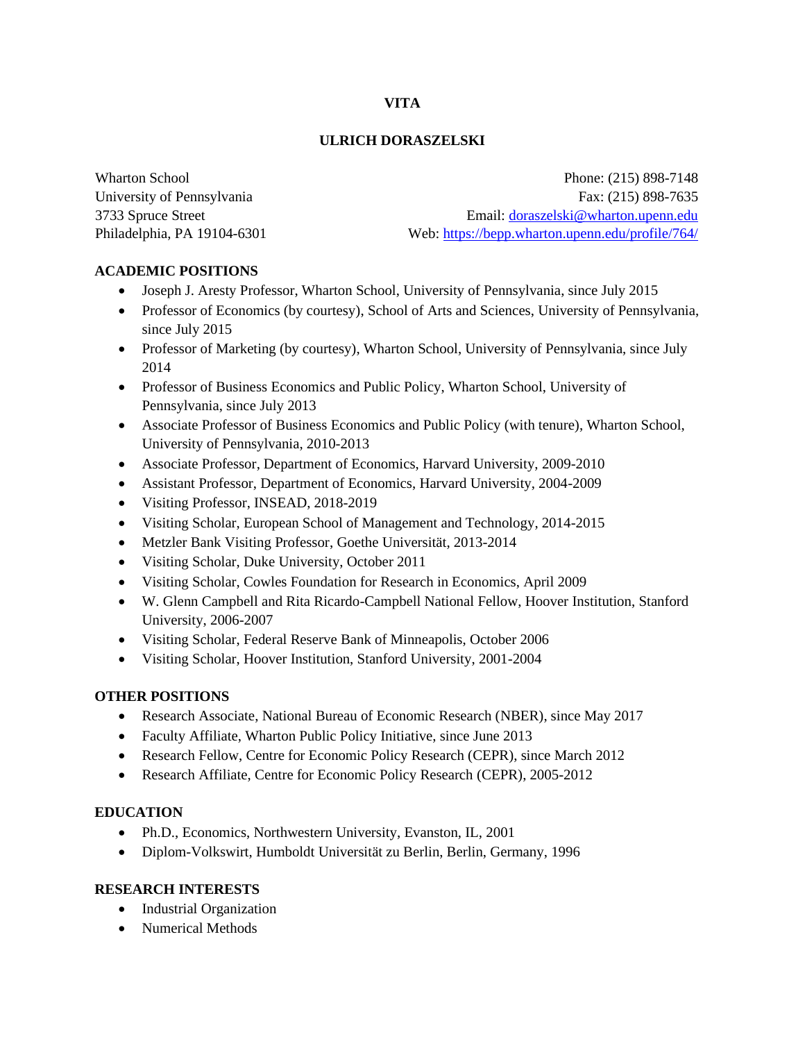# VITA

## ULRICH DORASZELSKI

Wharton School
University of Pennsylvania
3733 Spruce Street
Philadelphia, PA 19104-6301

Phone: (215) 898-7148
Fax: (215) 898-7635
Email: doraszelski@wharton.upenn.edu
Web: https://bepp.wharton.upenn.edu/profile/764/

### ACADEMIC POSITIONS

- Joseph J. Aresty Professor, Wharton School, University of Pennsylvania, since July 2015
- Professor of Economics (by courtesy), School of Arts and Sciences, University of Pennsylvania, since July 2015
- Professor of Marketing (by courtesy), Wharton School, University of Pennsylvania, since July 2014
- Professor of Business Economics and Public Policy, Wharton School, University of Pennsylvania, since July 2013
- Associate Professor of Business Economics and Public Policy (with tenure), Wharton School, University of Pennsylvania, 2010-2013
- Associate Professor, Department of Economics, Harvard University, 2009-2010
- Assistant Professor, Department of Economics, Harvard University, 2004-2009
- Visiting Professor, INSEAD, 2018-2019
- Visiting Scholar, European School of Management and Technology, 2014-2015
- Metzler Bank Visiting Professor, Goethe Universität, 2013-2014
- Visiting Scholar, Duke University, October 2011
- Visiting Scholar, Cowles Foundation for Research in Economics, April 2009
- W. Glenn Campbell and Rita Ricardo-Campbell National Fellow, Hoover Institution, Stanford University, 2006-2007
- Visiting Scholar, Federal Reserve Bank of Minneapolis, October 2006
- Visiting Scholar, Hoover Institution, Stanford University, 2001-2004

### OTHER POSITIONS

- Research Associate, National Bureau of Economic Research (NBER), since May 2017
- Faculty Affiliate, Wharton Public Policy Initiative, since June 2013
- Research Fellow, Centre for Economic Policy Research (CEPR), since March 2012
- Research Affiliate, Centre for Economic Policy Research (CEPR), 2005-2012

### EDUCATION

- Ph.D., Economics, Northwestern University, Evanston, IL, 2001
- Diplom-Volkswirt, Humboldt Universität zu Berlin, Berlin, Germany, 1996

### RESEARCH INTERESTS

- Industrial Organization
- Numerical Methods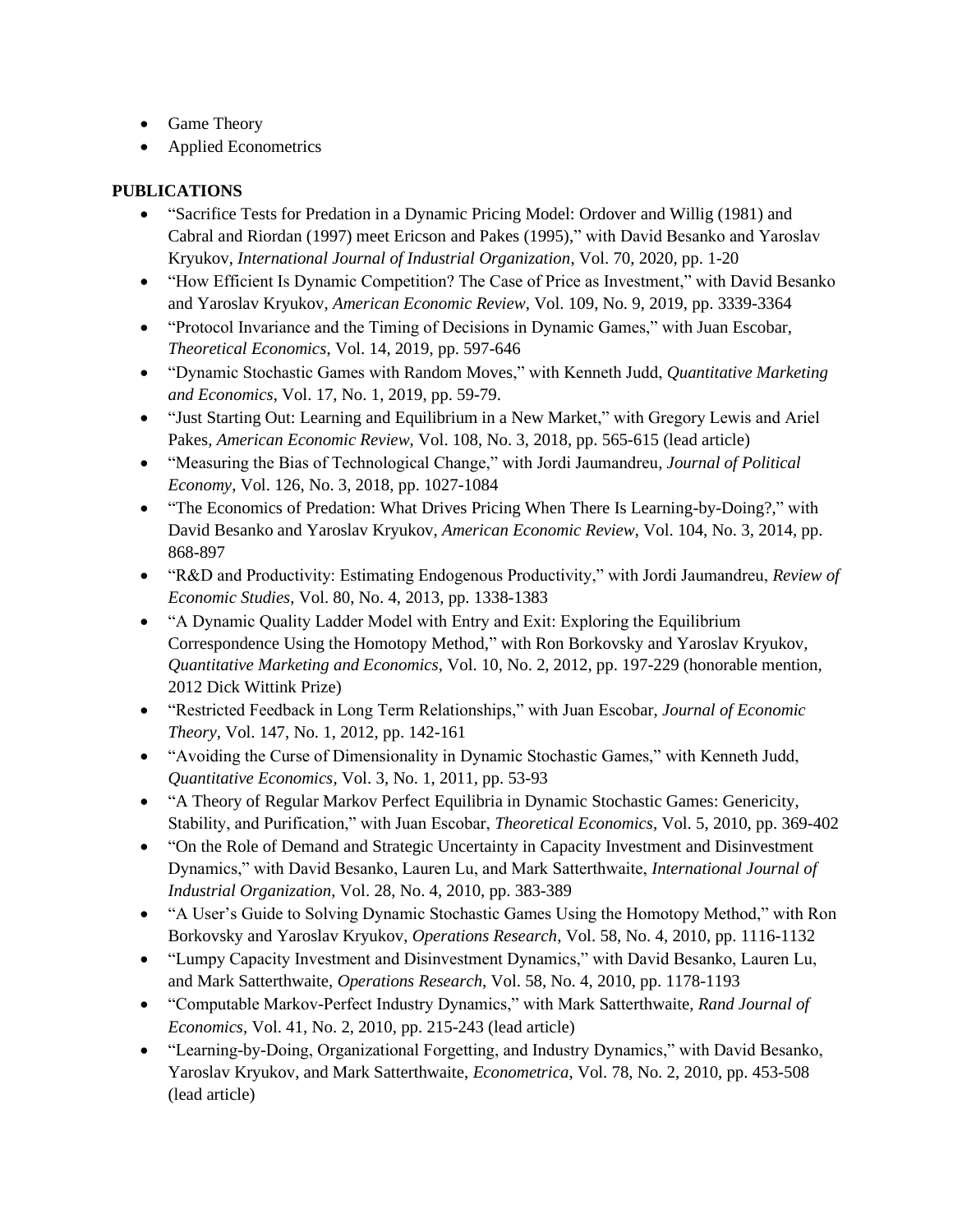- Game Theory
- Applied Econometrics

**PUBLICATIONS**

- "Sacrifice Tests for Predation in a Dynamic Pricing Model: Ordover and Willig (1981) and Cabral and Riordan (1997) meet Ericson and Pakes (1995)," with David Besanko and Yaroslav Kryukov, *International Journal of Industrial Organization*, Vol. 70, 2020, pp. 1-20
- "How Efficient Is Dynamic Competition? The Case of Price as Investment," with David Besanko and Yaroslav Kryukov, *American Economic Review*, Vol. 109, No. 9, 2019, pp. 3339-3364
- "Protocol Invariance and the Timing of Decisions in Dynamic Games," with Juan Escobar, *Theoretical Economics*, Vol. 14, 2019, pp. 597-646
- "Dynamic Stochastic Games with Random Moves," with Kenneth Judd, *Quantitative Marketing and Economics*, Vol. 17, No. 1, 2019, pp. 59-79.
- "Just Starting Out: Learning and Equilibrium in a New Market," with Gregory Lewis and Ariel Pakes, *American Economic Review*, Vol. 108, No. 3, 2018, pp. 565-615 (lead article)
- "Measuring the Bias of Technological Change," with Jordi Jaumandreu, *Journal of Political Economy*, Vol. 126, No. 3, 2018, pp. 1027-1084
- "The Economics of Predation: What Drives Pricing When There Is Learning-by-Doing?," with David Besanko and Yaroslav Kryukov, *American Economic Review*, Vol. 104, No. 3, 2014, pp. 868-897
- "R&D and Productivity: Estimating Endogenous Productivity," with Jordi Jaumandreu, *Review of Economic Studies*, Vol. 80, No. 4, 2013, pp. 1338-1383
- "A Dynamic Quality Ladder Model with Entry and Exit: Exploring the Equilibrium Correspondence Using the Homotopy Method," with Ron Borkovsky and Yaroslav Kryukov, *Quantitative Marketing and Economics*, Vol. 10, No. 2, 2012, pp. 197-229 (honorable mention, 2012 Dick Wittink Prize)
- "Restricted Feedback in Long Term Relationships," with Juan Escobar, *Journal of Economic Theory*, Vol. 147, No. 1, 2012, pp. 142-161
- "Avoiding the Curse of Dimensionality in Dynamic Stochastic Games," with Kenneth Judd, *Quantitative Economics*, Vol. 3, No. 1, 2011, pp. 53-93
- "A Theory of Regular Markov Perfect Equilibria in Dynamic Stochastic Games: Genericity, Stability, and Purification," with Juan Escobar, *Theoretical Economics*, Vol. 5, 2010, pp. 369-402
- "On the Role of Demand and Strategic Uncertainty in Capacity Investment and Disinvestment Dynamics," with David Besanko, Lauren Lu, and Mark Satterthwaite, *International Journal of Industrial Organization*, Vol. 28, No. 4, 2010, pp. 383-389
- "A User's Guide to Solving Dynamic Stochastic Games Using the Homotopy Method," with Ron Borkovsky and Yaroslav Kryukov, *Operations Research*, Vol. 58, No. 4, 2010, pp. 1116-1132
- "Lumpy Capacity Investment and Disinvestment Dynamics," with David Besanko, Lauren Lu, and Mark Satterthwaite, *Operations Research*, Vol. 58, No. 4, 2010, pp. 1178-1193
- "Computable Markov-Perfect Industry Dynamics," with Mark Satterthwaite, *Rand Journal of Economics*, Vol. 41, No. 2, 2010, pp. 215-243 (lead article)
- "Learning-by-Doing, Organizational Forgetting, and Industry Dynamics," with David Besanko, Yaroslav Kryukov, and Mark Satterthwaite, *Econometrica*, Vol. 78, No. 2, 2010, pp. 453-508 (lead article)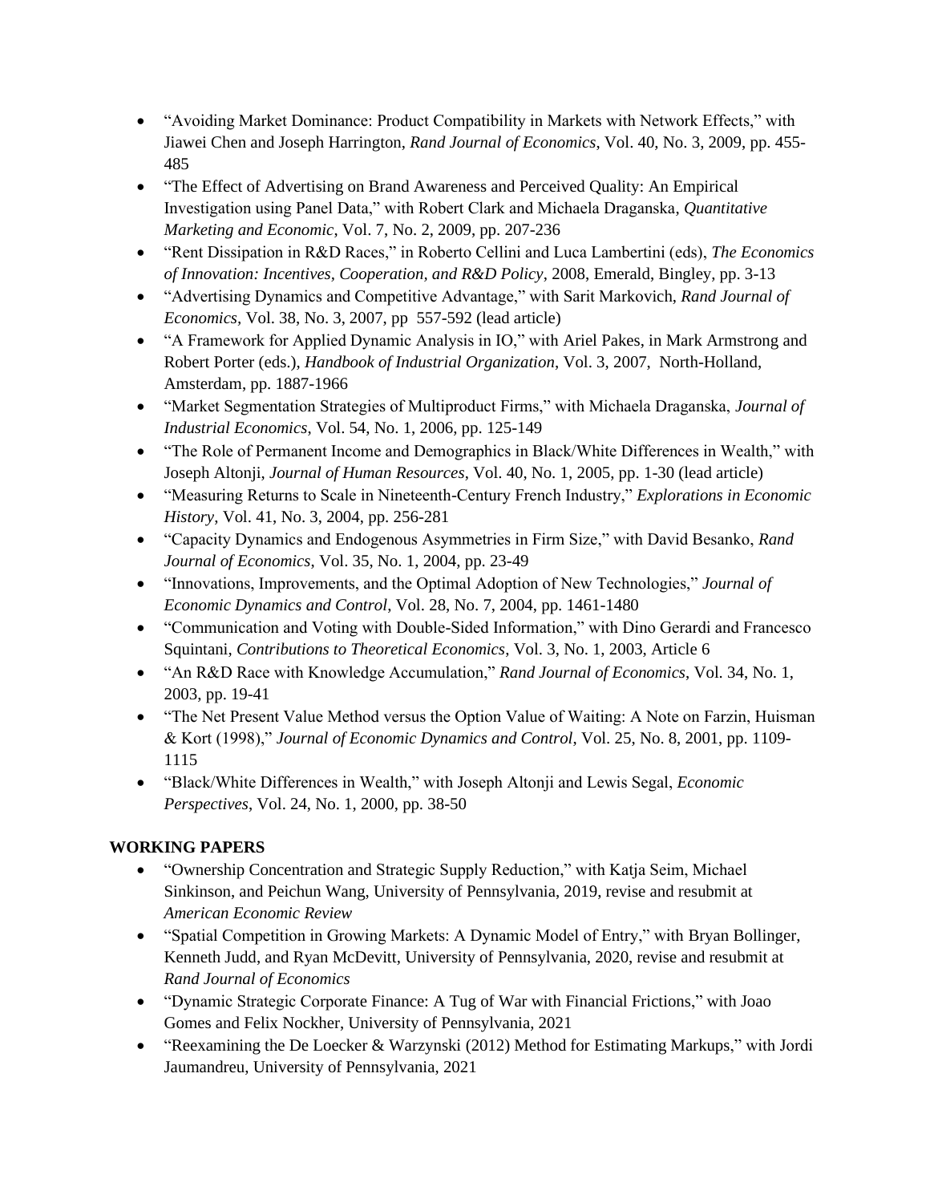- "Avoiding Market Dominance: Product Compatibility in Markets with Network Effects," with Jiawei Chen and Joseph Harrington, *Rand Journal of Economics*, Vol. 40, No. 3, 2009, pp. 455-485
- "The Effect of Advertising on Brand Awareness and Perceived Quality: An Empirical Investigation using Panel Data," with Robert Clark and Michaela Draganska, *Quantitative Marketing and Economic*, Vol. 7, No. 2, 2009, pp. 207-236
- "Rent Dissipation in R&D Races," in Roberto Cellini and Luca Lambertini (eds), *The Economics of Innovation: Incentives, Cooperation, and R&D Policy*, 2008, Emerald, Bingley, pp. 3-13
- "Advertising Dynamics and Competitive Advantage," with Sarit Markovich, *Rand Journal of Economics*, Vol. 38, No. 3, 2007, pp 557-592 (lead article)
- "A Framework for Applied Dynamic Analysis in IO," with Ariel Pakes, in Mark Armstrong and Robert Porter (eds.), *Handbook of Industrial Organization*, Vol. 3, 2007, North-Holland, Amsterdam, pp. 1887-1966
- "Market Segmentation Strategies of Multiproduct Firms," with Michaela Draganska, *Journal of Industrial Economics*, Vol. 54, No. 1, 2006, pp. 125-149
- "The Role of Permanent Income and Demographics in Black/White Differences in Wealth," with Joseph Altonji, *Journal of Human Resources*, Vol. 40, No. 1, 2005, pp. 1-30 (lead article)
- "Measuring Returns to Scale in Nineteenth-Century French Industry," *Explorations in Economic History*, Vol. 41, No. 3, 2004, pp. 256-281
- "Capacity Dynamics and Endogenous Asymmetries in Firm Size," with David Besanko, *Rand Journal of Economics*, Vol. 35, No. 1, 2004, pp. 23-49
- "Innovations, Improvements, and the Optimal Adoption of New Technologies," *Journal of Economic Dynamics and Control*, Vol. 28, No. 7, 2004, pp. 1461-1480
- "Communication and Voting with Double-Sided Information," with Dino Gerardi and Francesco Squintani, *Contributions to Theoretical Economics*, Vol. 3, No. 1, 2003, Article 6
- "An R&D Race with Knowledge Accumulation," *Rand Journal of Economics*, Vol. 34, No. 1, 2003, pp. 19-41
- "The Net Present Value Method versus the Option Value of Waiting: A Note on Farzin, Huisman & Kort (1998)," *Journal of Economic Dynamics and Control*, Vol. 25, No. 8, 2001, pp. 1109-1115
- "Black/White Differences in Wealth," with Joseph Altonji and Lewis Segal, *Economic Perspectives*, Vol. 24, No. 1, 2000, pp. 38-50

**WORKING PAPERS**

- "Ownership Concentration and Strategic Supply Reduction," with Katja Seim, Michael Sinkinson, and Peichun Wang, University of Pennsylvania, 2019, revise and resubmit at *American Economic Review*
- "Spatial Competition in Growing Markets: A Dynamic Model of Entry," with Bryan Bollinger, Kenneth Judd, and Ryan McDevitt, University of Pennsylvania, 2020, revise and resubmit at *Rand Journal of Economics*
- "Dynamic Strategic Corporate Finance: A Tug of War with Financial Frictions," with Joao Gomes and Felix Nockher, University of Pennsylvania, 2021
- "Reexamining the De Loecker & Warzynski (2012) Method for Estimating Markups," with Jordi Jaumandreu, University of Pennsylvania, 2021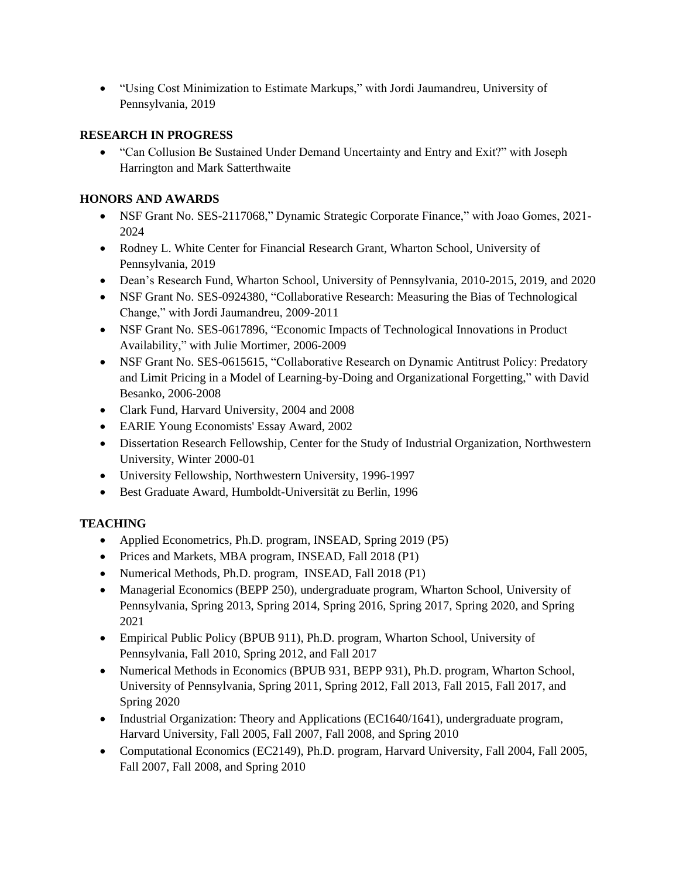- "Using Cost Minimization to Estimate Markups," with Jordi Jaumandreu, University of Pennsylvania, 2019

**RESEARCH IN PROGRESS**

- "Can Collusion Be Sustained Under Demand Uncertainty and Entry and Exit?" with Joseph Harrington and Mark Satterthwaite

**HONORS AND AWARDS**

- NSF Grant No. SES-2117068," Dynamic Strategic Corporate Finance," with Joao Gomes, 2021-2024
- Rodney L. White Center for Financial Research Grant, Wharton School, University of Pennsylvania, 2019
- Dean's Research Fund, Wharton School, University of Pennsylvania, 2010-2015, 2019, and 2020
- NSF Grant No. SES-0924380, "Collaborative Research: Measuring the Bias of Technological Change," with Jordi Jaumandreu, 2009-2011
- NSF Grant No. SES-0617896, "Economic Impacts of Technological Innovations in Product Availability," with Julie Mortimer, 2006-2009
- NSF Grant No. SES-0615615, "Collaborative Research on Dynamic Antitrust Policy: Predatory and Limit Pricing in a Model of Learning-by-Doing and Organizational Forgetting," with David Besanko, 2006-2008
- Clark Fund, Harvard University, 2004 and 2008
- EARIE Young Economists' Essay Award, 2002
- Dissertation Research Fellowship, Center for the Study of Industrial Organization, Northwestern University, Winter 2000-01
- University Fellowship, Northwestern University, 1996-1997
- Best Graduate Award, Humboldt-Universität zu Berlin, 1996

**TEACHING**

- Applied Econometrics, Ph.D. program, INSEAD, Spring 2019 (P5)
- Prices and Markets, MBA program, INSEAD, Fall 2018 (P1)
- Numerical Methods, Ph.D. program, INSEAD, Fall 2018 (P1)
- Managerial Economics (BEPP 250), undergraduate program, Wharton School, University of Pennsylvania, Spring 2013, Spring 2014, Spring 2016, Spring 2017, Spring 2020, and Spring 2021
- Empirical Public Policy (BPUB 911), Ph.D. program, Wharton School, University of Pennsylvania, Fall 2010, Spring 2012, and Fall 2017
- Numerical Methods in Economics (BPUB 931, BEPP 931), Ph.D. program, Wharton School, University of Pennsylvania, Spring 2011, Spring 2012, Fall 2013, Fall 2015, Fall 2017, and Spring 2020
- Industrial Organization: Theory and Applications (EC1640/1641), undergraduate program, Harvard University, Fall 2005, Fall 2007, Fall 2008, and Spring 2010
- Computational Economics (EC2149), Ph.D. program, Harvard University, Fall 2004, Fall 2005, Fall 2007, Fall 2008, and Spring 2010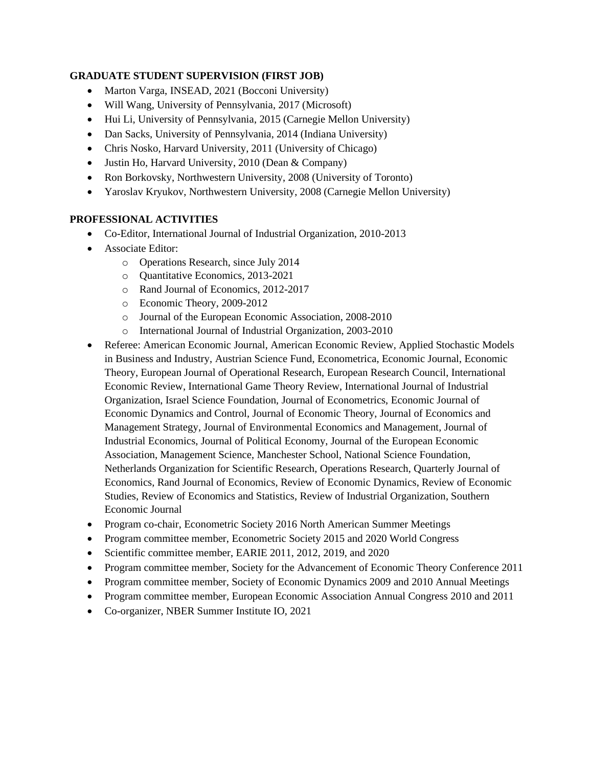**GRADUATE STUDENT SUPERVISION (FIRST JOB)**

- Marton Varga, INSEAD, 2021 (Bocconi University)
- Will Wang, University of Pennsylvania, 2017 (Microsoft)
- Hui Li, University of Pennsylvania, 2015 (Carnegie Mellon University)
- Dan Sacks, University of Pennsylvania, 2014 (Indiana University)
- Chris Nosko, Harvard University, 2011 (University of Chicago)
- Justin Ho, Harvard University, 2010 (Dean & Company)
- Ron Borkovsky, Northwestern University, 2008 (University of Toronto)
- Yaroslav Kryukov, Northwestern University, 2008 (Carnegie Mellon University)

**PROFESSIONAL ACTIVITIES**

- Co-Editor, International Journal of Industrial Organization, 2010-2013
- Associate Editor:
  - Operations Research, since July 2014
  - Quantitative Economics, 2013-2021
  - Rand Journal of Economics, 2012-2017
  - Economic Theory, 2009-2012
  - Journal of the European Economic Association, 2008-2010
  - International Journal of Industrial Organization, 2003-2010
- Referee: American Economic Journal, American Economic Review, Applied Stochastic Models in Business and Industry, Austrian Science Fund, Econometrica, Economic Journal, Economic Theory, European Journal of Operational Research, European Research Council, International Economic Review, International Game Theory Review, International Journal of Industrial Organization, Israel Science Foundation, Journal of Econometrics, Economic Journal of Economic Dynamics and Control, Journal of Economic Theory, Journal of Economics and Management Strategy, Journal of Environmental Economics and Management, Journal of Industrial Economics, Journal of Political Economy, Journal of the European Economic Association, Management Science, Manchester School, National Science Foundation, Netherlands Organization for Scientific Research, Operations Research, Quarterly Journal of Economics, Rand Journal of Economics, Review of Economic Dynamics, Review of Economic Studies, Review of Economics and Statistics, Review of Industrial Organization, Southern Economic Journal
- Program co-chair, Econometric Society 2016 North American Summer Meetings
- Program committee member, Econometric Society 2015 and 2020 World Congress
- Scientific committee member, EARIE 2011, 2012, 2019, and 2020
- Program committee member, Society for the Advancement of Economic Theory Conference 2011
- Program committee member, Society of Economic Dynamics 2009 and 2010 Annual Meetings
- Program committee member, European Economic Association Annual Congress 2010 and 2011
- Co-organizer, NBER Summer Institute IO, 2021